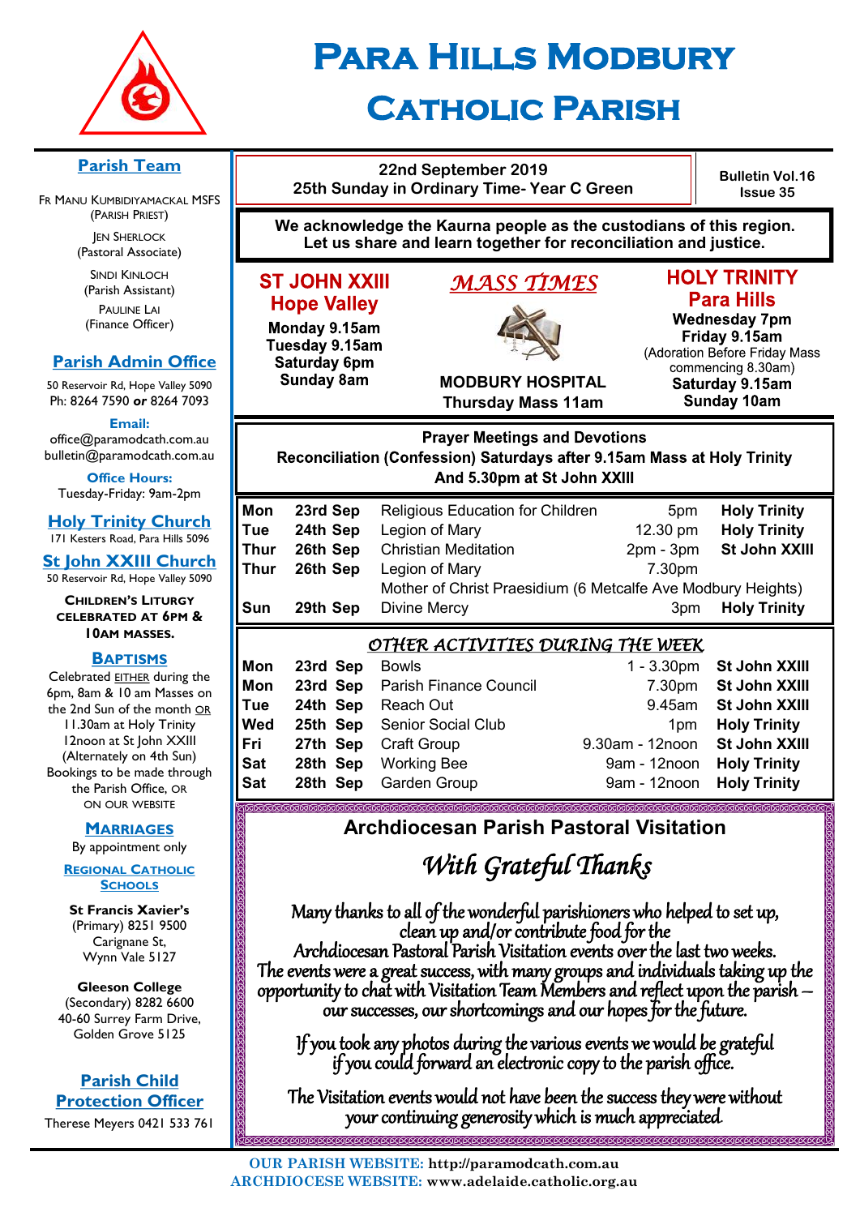# Para Hills Modbury Catholic Parish

## Parish Team

Fr Manu Kumbidiyamackal MSFS (Parish Priest)

Jen Sherlock (Pastoral Associate)

Sindi Kinloch (Parish Assistant)

Pauline Lai (Finance Officer)

## Parish Admin Office

50 Reservoir Rd, Hope Valley 5090
Ph: 8264 7590 **or** 8264 7093

**Email:**
office@paramodcath.com.au
bulletin@paramodcath.com.au

**Office Hours:**
Tuesday-Friday: 9am-2pm

## Holy Trinity Church

171 Kesters Road, Para Hills 5096

## St John XXIII Church

50 Reservoir Rd, Hope Valley 5090

**Children's Liturgy celebrated at 6pm & 10am masses.**

## Baptisms

Celebrated EITHER during the 6pm, 8am & 10 am Masses on the 2nd Sun of the month OR 11.30am at Holy Trinity 12noon at St John XXIII (Alternately on 4th Sun) Bookings to be made through the Parish Office, OR on our website

## Marriages

By appointment only

## Regional Catholic Schools

**St Francis Xavier's** (Primary) 8251 9500
Carignane St, Wynn Vale 5127

**Gleeson College** (Secondary) 8282 6600
40-60 Surrey Farm Drive, Golden Grove 5125

## Parish Child Protection Officer

Therese Meyers 0421 533 761

---

**22nd September 2019**
**25th Sunday in Ordinary Time- Year C Green**

**Bulletin Vol.16 Issue 35**

**We acknowledge the Kaurna people as the custodians of this region. Let us share and learn together for reconciliation and justice.**

## *MASS TIMES*

### ST JOHN XXIII Hope Valley

**Monday 9.15am**
**Tuesday 9.15am**
**Saturday 6pm**
**Sunday 8am**

### MODBURY HOSPITAL

**Thursday Mass 11am**

### HOLY TRINITY Para Hills

**Wednesday 7pm**
**Friday 9.15am**
(Adoration Before Friday Mass commencing 8.30am)
**Saturday 9.15am**
**Sunday 10am**

## Prayer Meetings and Devotions

**Reconciliation (Confession) Saturdays after 9.15am Mass at Holy Trinity And 5.30pm at St John XXIII**

| | | | | |
|---|---|---|---|---|
| **Mon** | **23rd Sep** | Religious Education for Children | 5pm | **Holy Trinity** |
| **Tue** | **24th Sep** | Legion of Mary | 12.30 pm | **Holy Trinity** |
| **Thur** | **26th Sep** | Christian Meditation | 2pm - 3pm | **St John XXIII** |
| **Thur** | **26th Sep** | Legion of Mary<br>Mother of Christ Praesidium (6 Metcalfe Ave Modbury Heights) | 7.30pm | |
| **Sun** | **29th Sep** | Divine Mercy | 3pm | **Holy Trinity** |

## *OTHER ACTIVITIES DURING THE WEEK*

| | | | | |
|---|---|---|---|---|
| **Mon** | **23rd Sep** | Bowls | 1 - 3.30pm | **St John XXIII** |
| **Mon** | **23rd Sep** | Parish Finance Council | 7.30pm | **St John XXIII** |
| **Tue** | **24th Sep** | Reach Out | 9.45am | **St John XXIII** |
| **Wed** | **25th Sep** | Senior Social Club | 1pm | **Holy Trinity** |
| **Fri** | **27th Sep** | Craft Group | 9.30am - 12noon | **St John XXIII** |
| **Sat** | **28th Sep** | Working Bee | 9am - 12noon | **Holy Trinity** |
| **Sat** | **28th Sep** | Garden Group | 9am - 12noon | **Holy Trinity** |

## Archdiocesan Parish Pastoral Visitation

### *With Grateful Thanks*

Many thanks to all of the wonderful parishioners who helped to set up, clean up and/or contribute food for the Archdiocesan Pastoral Parish Visitation events over the last two weeks. The events were a great success, with many groups and individuals taking up the opportunity to chat with Visitation Team Members and reflect upon the parish – our successes, our shortcomings and our hopes for the future.

If you took any photos during the various events we would be grateful if you could forward an electronic copy to the parish office.

The Visitation events would not have been the success they were without your continuing generosity which is much appreciated.

**OUR PARISH WEBSITE:** http://paramodcath.com.au
**ARCHDIOCESE WEBSITE:** www.adelaide.catholic.org.au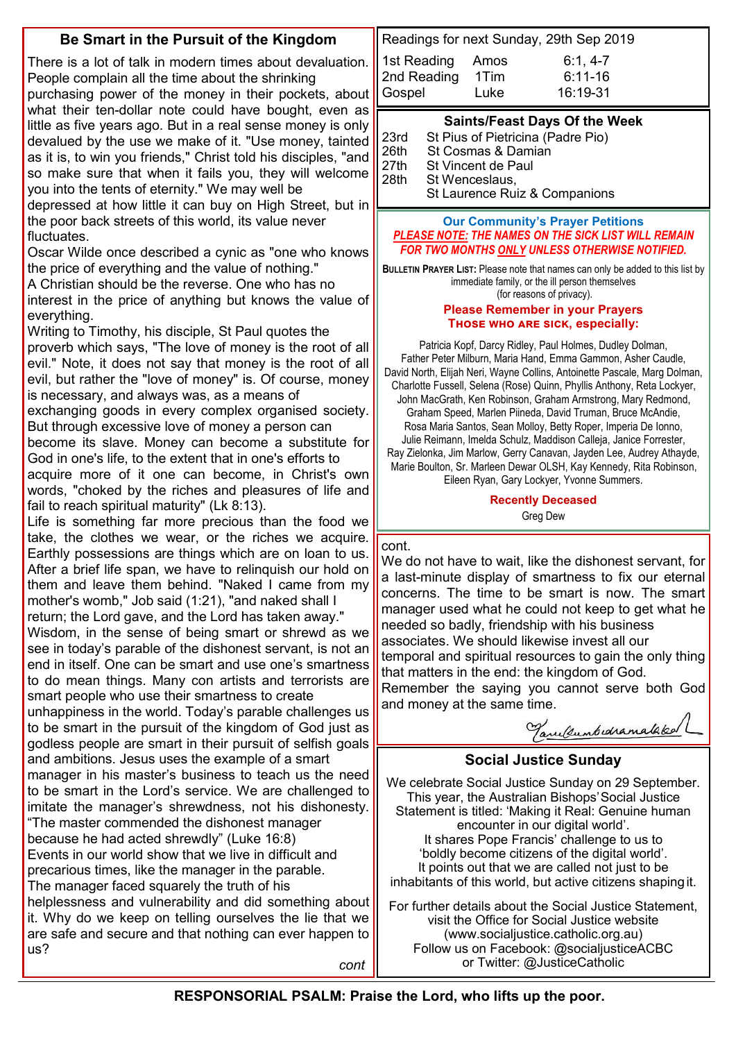## Be Smart in the Pursuit of the Kingdom

There is a lot of talk in modern times about devaluation. People complain all the time about the shrinking purchasing power of the money in their pockets, about what their ten-dollar note could have bought, even as little as five years ago. But in a real sense money is only devalued by the use we make of it. "Use money, tainted as it is, to win you friends," Christ told his disciples, "and so make sure that when it fails you, they will welcome you into the tents of eternity." We may well be depressed at how little it can buy on High Street, but in the poor back streets of this world, its value never fluctuates.

Oscar Wilde once described a cynic as "one who knows the price of everything and the value of nothing."

A Christian should be the reverse. One who has no interest in the price of anything but knows the value of everything.

Writing to Timothy, his disciple, St Paul quotes the proverb which says, "The love of money is the root of all evil." Note, it does not say that money is the root of all evil, but rather the "love of money" is. Of course, money is necessary, and always was, as a means of exchanging goods in every complex organised society. But through excessive love of money a person can become its slave. Money can become a substitute for God in one's life, to the extent that in one's efforts to acquire more of it one can become, in Christ's own words, "choked by the riches and pleasures of life and fail to reach spiritual maturity" (Lk 8:13).

Life is something far more precious than the food we take, the clothes we wear, or the riches we acquire. Earthly possessions are things which are on loan to us. After a brief life span, we have to relinquish our hold on them and leave them behind. "Naked I came from my mother's womb," Job said (1:21), "and naked shall I return; the Lord gave, and the Lord has taken away."

Wisdom, in the sense of being smart or shrewd as we see in today's parable of the dishonest servant, is not an end in itself. One can be smart and use one's smartness to do mean things. Many con artists and terrorists are smart people who use their smartness to create unhappiness in the world. Today's parable challenges us to be smart in the pursuit of the kingdom of God just as godless people are smart in their pursuit of selfish goals and ambitions. Jesus uses the example of a smart manager in his master's business to teach us the need to be smart in the Lord's service. We are challenged to imitate the manager's shrewdness, not his dishonesty. "The master commended the dishonest manager because he had acted shrewdly" (Luke 16:8)

Events in our world show that we live in difficult and precarious times, like the manager in the parable.

The manager faced squarely the truth of his helplessness and vulnerability and did something about it. Why do we keep on telling ourselves the lie that we are safe and secure and that nothing can ever happen to us?

*cont*

cont.

We do not have to wait, like the dishonest servant, for a last-minute display of smartness to fix our eternal concerns. The time to be smart is now. The smart manager used what he could not keep to get what he needed so badly, friendship with his business associates. We should likewise invest all our temporal and spiritual resources to gain the only thing that matters in the end: the kingdom of God.

Remember the saying you cannot serve both God and money at the same time.

---

Readings for next Sunday, 29th Sep 2019

| | | |
|---|---|---|
| 1st Reading | Amos | 6:1, 4-7 |
| 2nd Reading | 1Tim | 6:11-16 |
| Gospel | Luke | 16:19-31 |

### Saints/Feast Days Of the Week

| | |
|---|---|
| 23rd | St Pius of Pietricina (Padre Pio) |
| 26th | St Cosmas & Damian |
| 27th | St Vincent de Paul |
| 28th | St Wenceslaus, St Laurence Ruiz & Companions |

### Our Community's Prayer Petitions

***PLEASE NOTE: THE NAMES ON THE SICK LIST WILL REMAIN FOR TWO MONTHS ONLY UNLESS OTHERWISE NOTIFIED.***

**BULLETIN PRAYER LIST:** Please note that names can only be added to this list by immediate family, or the ill person themselves (for reasons of privacy).

**Please Remember in your Prayers**
**THOSE WHO ARE SICK, especially:**

Patricia Kopf, Darcy Ridley, Paul Holmes, Dudley Dolman, Father Peter Milburn, Maria Hand, Emma Gammon, Asher Caudle, David North, Elijah Neri, Wayne Collins, Antoinette Pascale, Marg Dolman, Charlotte Fussell, Selena (Rose) Quinn, Phyllis Anthony, Reta Lockyer, John MacGrath, Ken Robinson, Graham Armstrong, Mary Redmond, Graham Speed, Marlen Piineda, David Truman, Bruce McAndie, Rosa Maria Santos, Sean Molloy, Betty Roper, Imperia De Ionno, Julie Reimann, Imelda Schulz, Maddison Calleja, Janice Forrester, Ray Zielonka, Jim Marlow, Gerry Canavan, Jayden Lee, Audrey Athayde, Marie Boulton, Sr. Marleen Dewar OLSH, Kay Kennedy, Rita Robinson, Eileen Ryan, Gary Lockyer, Yvonne Summers.

**Recently Deceased**

Greg Dew

### Social Justice Sunday

We celebrate Social Justice Sunday on 29 September. This year, the Australian Bishops' Social Justice Statement is titled: 'Making it Real: Genuine human encounter in our digital world'.
It shares Pope Francis' challenge to us to 'boldly become citizens of the digital world'.
It points out that we are called not just to be inhabitants of this world, but active citizens shaping it.

For further details about the Social Justice Statement, visit the Office for Social Justice website (www.socialjustice.catholic.org.au)
Follow us on Facebook: @socialjusticeACBC or Twitter: @JusticeCatholic

**RESPONSORIAL PSALM: Praise the Lord, who lifts up the poor.**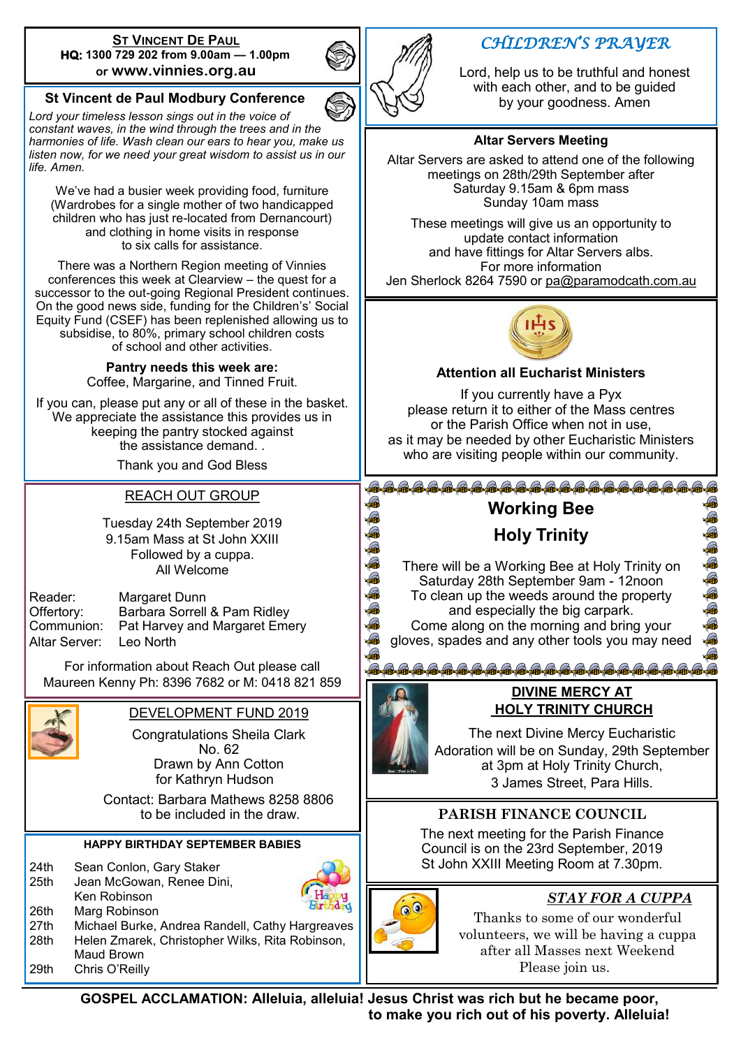## ST VINCENT DE PAUL

**HQ: 1300 729 202 from 9.00am — 1.00pm**
or **www.vinnies.org.au**

## St Vincent de Paul Modbury Conference

*Lord your timeless lesson sings out in the voice of constant waves, in the wind through the trees and in the harmonies of life. Wash clean our ears to hear you, make us listen now, for we need your great wisdom to assist us in our life. Amen.*

We've had a busier week providing food, furniture (Wardrobes for a single mother of two handicapped children who has just re-located from Dernancourt) and clothing in home visits in response to six calls for assistance.

There was a Northern Region meeting of Vinnies conferences this week at Clearview – the quest for a successor to the out-going Regional President continues. On the good news side, funding for the Children's' Social Equity Fund (CSEF) has been replenished allowing us to subsidise, to 80%, primary school children costs of school and other activities.

**Pantry needs this week are:**
Coffee, Margarine, and Tinned Fruit.

If you can, please put any or all of these in the basket. We appreciate the assistance this provides us in keeping the pantry stocked against the assistance demand. .

Thank you and God Bless

## REACH OUT GROUP

Tuesday 24th September 2019
9.15am Mass at St John XXIII
Followed by a cuppa.
All Welcome

| | |
|---|---|
| Reader: | Margaret Dunn |
| Offertory: | Barbara Sorrell & Pam Ridley |
| Communion: | Pat Harvey and Margaret Emery |
| Altar Server: | Leo North |

For information about Reach Out please call Maureen Kenny Ph: 8396 7682 or M: 0418 821 859

## DEVELOPMENT FUND 2019

Congratulations Sheila Clark
No. 62
Drawn by Ann Cotton
for Kathryn Hudson

Contact: Barbara Mathews 8258 8806 to be included in the draw.

## HAPPY BIRTHDAY SEPTEMBER BABIES

| | |
|---|---|
| 24th | Sean Conlon, Gary Staker |
| 25th | Jean McGowan, Renee Dini, Ken Robinson |
| 26th | Marg Robinson |
| 27th | Michael Burke, Andrea Randell, Cathy Hargreaves |
| 28th | Helen Zmarek, Christopher Wilks, Rita Robinson, Maud Brown |
| 29th | Chris O'Reilly |

## *CHILDREN'S PRAYER*

Lord, help us to be truthful and honest with each other, and to be guided by your goodness. Amen

## Altar Servers Meeting

Altar Servers are asked to attend one of the following meetings on 28th/29th September after
Saturday 9.15am & 6pm mass
Sunday 10am mass

These meetings will give us an opportunity to update contact information and have fittings for Altar Servers albs.
For more information
Jen Sherlock 8264 7590 or pa@paramodcath.com.au

## Attention all Eucharist Ministers

If you currently have a Pyx please return it to either of the Mass centres or the Parish Office when not in use, as it may be needed by other Eucharistic Ministers who are visiting people within our community.

## Working Bee
## Holy Trinity

There will be a Working Bee at Holy Trinity on Saturday 28th September 9am - 12noon
To clean up the weeds around the property and especially the big carpark.
Come along on the morning and bring your gloves, spades and any other tools you may need

## DIVINE MERCY AT HOLY TRINITY CHURCH

The next Divine Mercy Eucharistic Adoration will be on Sunday, 29th September at 3pm at Holy Trinity Church, 3 James Street, Para Hills.

## PARISH FINANCE COUNCIL

The next meeting for the Parish Finance Council is on the 23rd September, 2019 St John XXIII Meeting Room at 7.30pm.

## *STAY FOR A CUPPA*

Thanks to some of our wonderful volunteers, we will be having a cuppa after all Masses next Weekend
Please join us.

**GOSPEL ACCLAMATION: Alleluia, alleluia! Jesus Christ was rich but he became poor, to make you rich out of his poverty. Alleluia!**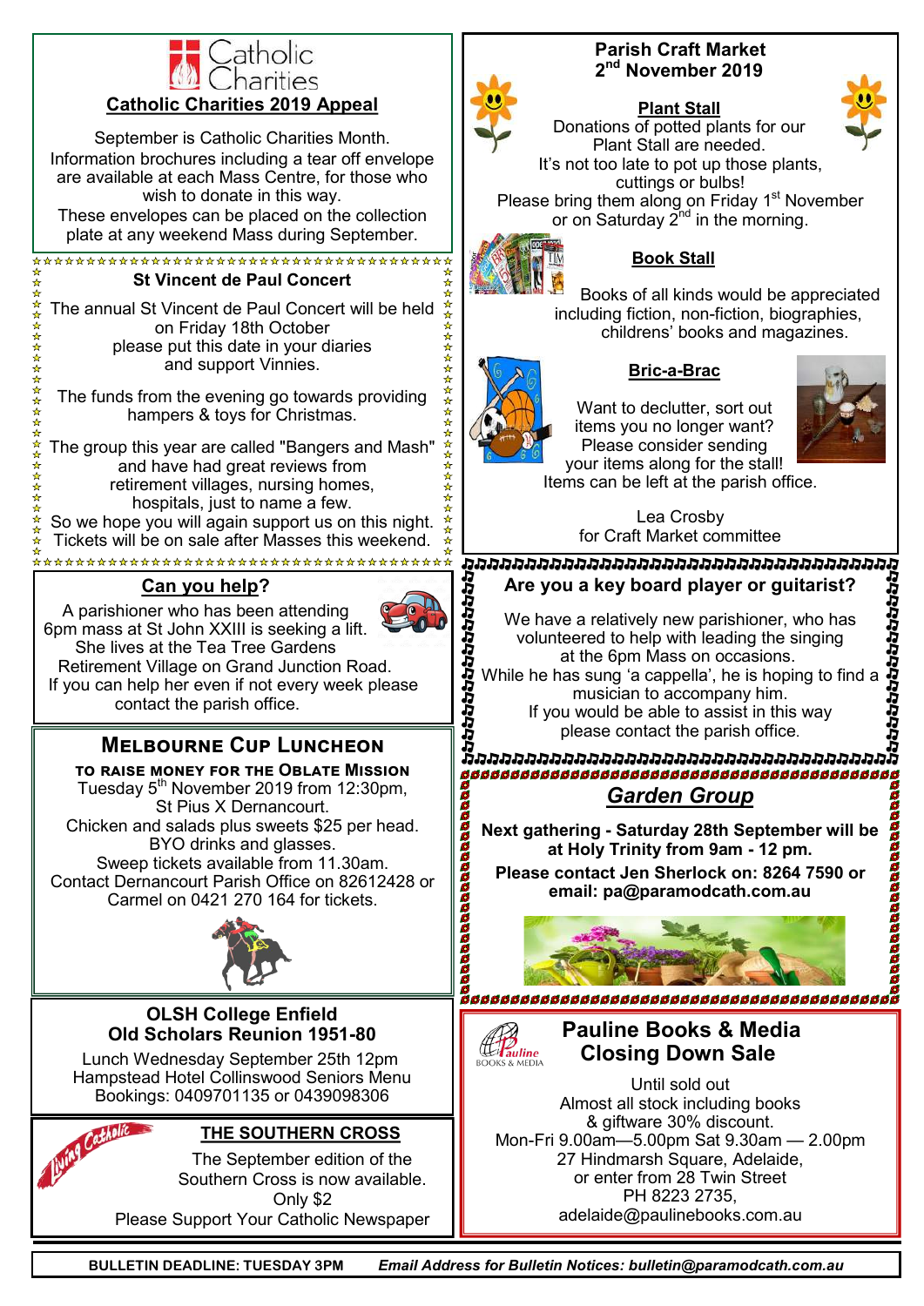## Catholic Charities 2019 Appeal

September is Catholic Charities Month. Information brochures including a tear off envelope are available at each Mass Centre, for those who wish to donate in this way. These envelopes can be placed on the collection plate at any weekend Mass during September.

## St Vincent de Paul Concert

The annual St Vincent de Paul Concert will be held on Friday 18th October please put this date in your diaries and support Vinnies.

The funds from the evening go towards providing hampers & toys for Christmas.

The group this year are called "Bangers and Mash" and have had great reviews from retirement villages, nursing homes, hospitals, just to name a few. So we hope you will again support us on this night. Tickets will be on sale after Masses this weekend.

## Can you help?

A parishioner who has been attending 6pm mass at St John XXIII is seeking a lift. She lives at the Tea Tree Gardens Retirement Village on Grand Junction Road. If you can help her even if not every week please contact the parish office.

## Melbourne Cup Luncheon

**TO RAISE MONEY FOR THE OBLATE MISSION**

Tuesday 5th November 2019 from 12:30pm, St Pius X Dernancourt.
Chicken and salads plus sweets $25 per head.
BYO drinks and glasses.
Sweep tickets available from 11.30am.
Contact Dernancourt Parish Office on 82612428 or Carmel on 0421 270 164 for tickets.

## OLSH College Enfield Old Scholars Reunion 1951-80

Lunch Wednesday September 25th 12pm
Hampstead Hotel Collinswood Seniors Menu
Bookings: 0409701135 or 0439098306

## THE SOUTHERN CROSS

The September edition of the Southern Cross is now available. Only $2
Please Support Your Catholic Newspaper

## Parish Craft Market 2nd November 2019

### Plant Stall

Donations of potted plants for our Plant Stall are needed. It's not too late to pot up those plants, cuttings or bulbs! Please bring them along on Friday 1st November or on Saturday 2nd in the morning.

### Book Stall

Books of all kinds would be appreciated including fiction, non-fiction, biographies, childrens' books and magazines.

### Bric-a-Brac

Want to declutter, sort out items you no longer want? Please consider sending your items along for the stall! Items can be left at the parish office.

Lea Crosby
for Craft Market committee

## Are you a key board player or guitarist?

We have a relatively new parishioner, who has volunteered to help with leading the singing at the 6pm Mass on occasions. While he has sung 'a cappella', he is hoping to find a musician to accompany him. If you would be able to assist in this way please contact the parish office.

## *Garden Group*

**Next gathering - Saturday 28th September will be at Holy Trinity from 9am - 12 pm.**

**Please contact Jen Sherlock on: 8264 7590 or email: pa@paramodcath.com.au**

## Pauline Books & Media Closing Down Sale

Until sold out
Almost all stock including books & giftware 30% discount.
Mon-Fri 9.00am—5.00pm Sat 9.30am — 2.00pm
27 Hindmarsh Square, Adelaide, or enter from 28 Twin Street
PH 8223 2735,
adelaide@paulinebooks.com.au

**BULLETIN DEADLINE: TUESDAY 3PM** *Email Address for Bulletin Notices: bulletin@paramodcath.com.au*